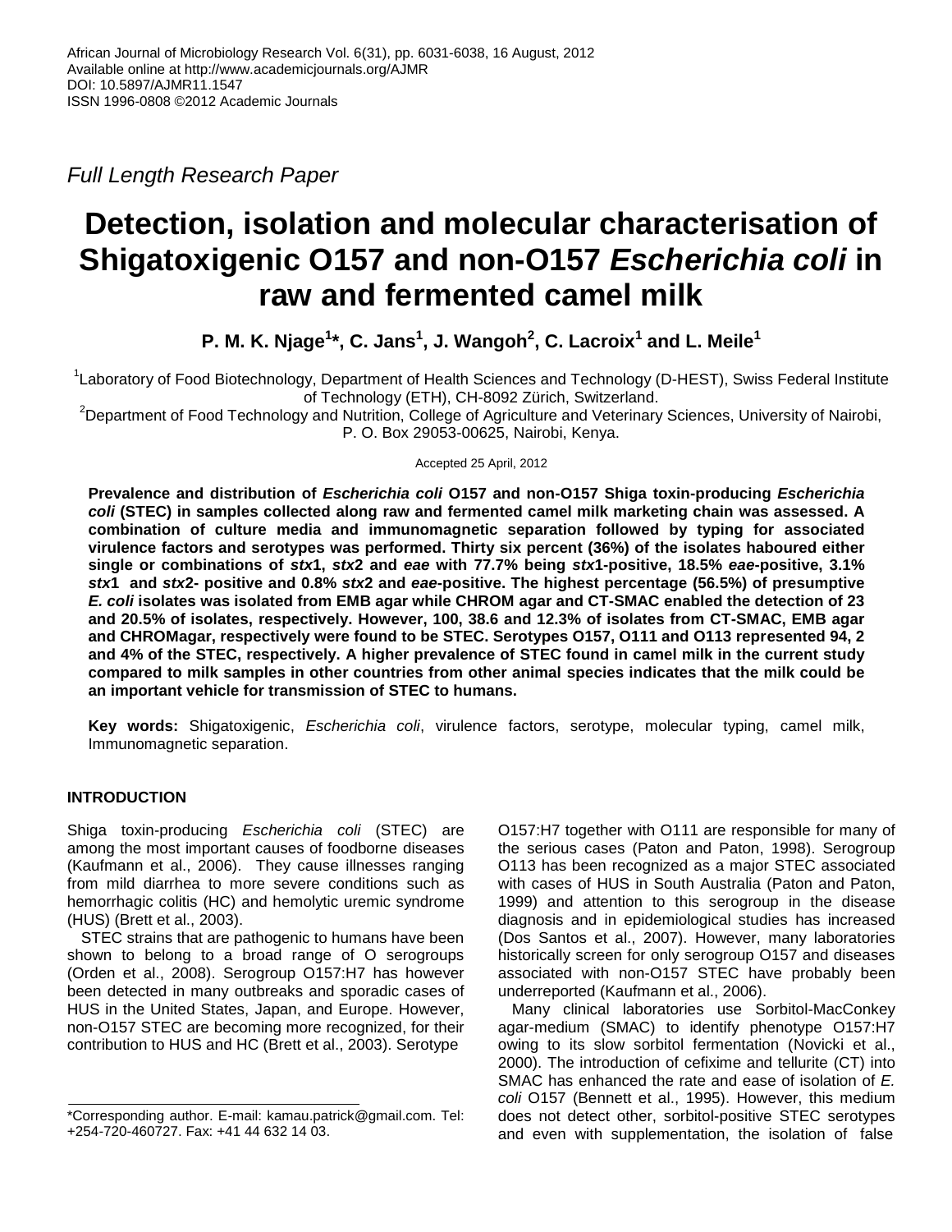*Full Length Research Paper*

# Detection, isolation and molecular characterisation of Shigatoxigenic O157 and non-O157 *Escherichia coli* in raw and fermented camel milk

**P. M. K. Njage[1]*, C. Jans[1], J. Wangoh[2], C. Lacroix[1] and L. Meile[1]**

[1]Laboratory of Food Biotechnology, Department of Health Sciences and Technology (D-HEST), Swiss Federal Institute of Technology (ETH), CH-8092 Zürich, Switzerland.

[2]Department of Food Technology and Nutrition, College of Agriculture and Veterinary Sciences, University of Nairobi, P. O. Box 29053-00625, Nairobi, Kenya.

Accepted 25 April, 2012

**Prevalence and distribution of *Escherichia coli* O157 and non-O157 Shiga toxin-producing *Escherichia coli* (STEC) in samples collected along raw and fermented camel milk marketing chain was assessed. A combination of culture media and immunomagnetic separation followed by typing for associated virulence factors and serotypes was performed. Thirty six percent (36%) of the isolates haboured either single or combinations of *stx*1, *stx*2 and *eae* with 77.7% being *stx*1-positive, 18.5% *eae*-positive, 3.1% *stx*1 and *stx*2- positive and 0.8% *stx*2 and *eae*-positive. The highest percentage (56.5%) of presumptive *E. coli* isolates was isolated from EMB agar while CHROM agar and CT-SMAC enabled the detection of 23 and 20.5% of isolates, respectively. However, 100, 38.6 and 12.3% of isolates from CT-SMAC, EMB agar and CHROMagar, respectively were found to be STEC. Serotypes O157, O111 and O113 represented 94, 2 and 4% of the STEC, respectively. A higher prevalence of STEC found in camel milk in the current study compared to milk samples in other countries from other animal species indicates that the milk could be an important vehicle for transmission of STEC to humans.**

**Key words:** Shigatoxigenic, *Escherichia coli*, virulence factors, serotype, molecular typing, camel milk, Immunomagnetic separation.

## INTRODUCTION

Shiga toxin-producing *Escherichia coli* (STEC) are among the most important causes of foodborne diseases (Kaufmann et al., 2006). They cause illnesses ranging from mild diarrhea to more severe conditions such as hemorrhagic colitis (HC) and hemolytic uremic syndrome (HUS) (Brett et al., 2003).

STEC strains that are pathogenic to humans have been shown to belong to a broad range of O serogroups (Orden et al., 2008). Serogroup O157:H7 has however been detected in many outbreaks and sporadic cases of HUS in the United States, Japan, and Europe. However, non-O157 STEC are becoming more recognized, for their contribution to HUS and HC (Brett et al., 2003). Serotype O157:H7 together with O111 are responsible for many of the serious cases (Paton and Paton, 1998). Serogroup O113 has been recognized as a major STEC associated with cases of HUS in South Australia (Paton and Paton, 1999) and attention to this serogroup in the disease diagnosis and in epidemiological studies has increased (Dos Santos et al., 2007). However, many laboratories historically screen for only serogroup O157 and diseases associated with non-O157 STEC have probably been underreported (Kaufmann et al., 2006).

Many clinical laboratories use Sorbitol-MacConkey agar-medium (SMAC) to identify phenotype O157:H7 owing to its slow sorbitol fermentation (Novicki et al., 2000). The introduction of cefixime and tellurite (CT) into SMAC has enhanced the rate and ease of isolation of *E. coli* O157 (Bennett et al., 1995). However, this medium does not detect other, sorbitol-positive STEC serotypes and even with supplementation, the isolation of false

*Corresponding author. E-mail: kamau.patrick@gmail.com. Tel: +254-720-460727. Fax: +41 44 632 14 03.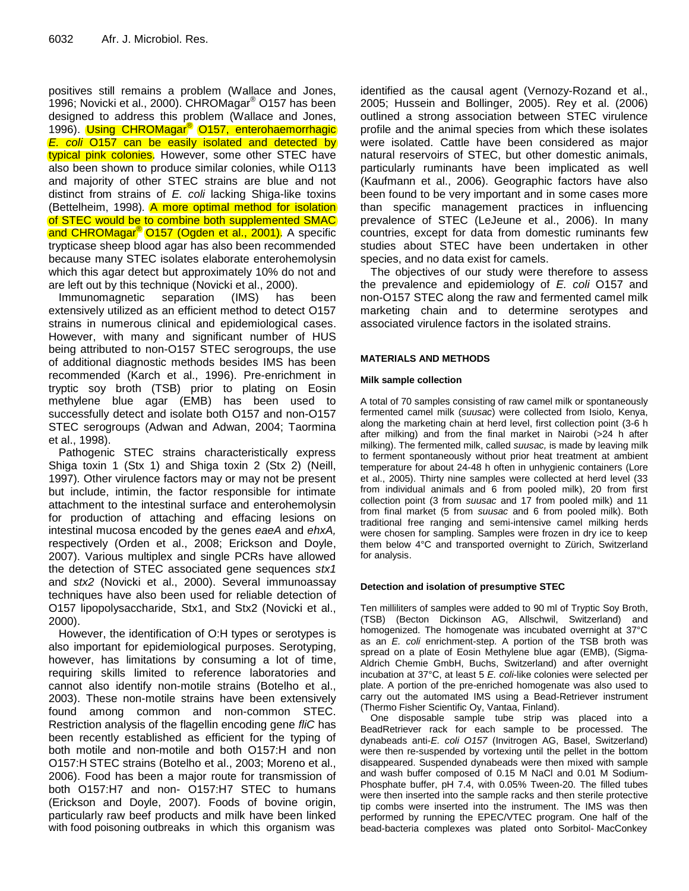positives still remains a problem (Wallace and Jones, 1996; Novicki et al., 2000). CHROMagar® O157 has been designed to address this problem (Wallace and Jones, 1996). Using CHROMagar® O157, enterohaemorrhagic *E. coli* O157 can be easily isolated and detected by typical pink colonies. However, some other STEC have also been shown to produce similar colonies, while O113 and majority of other STEC strains are blue and not distinct from strains of *E. coli* lacking Shiga-like toxins (Bettelheim, 1998). A more optimal method for isolation of STEC would be to combine both supplemented SMAC and CHROMagar® O157 (Ogden et al., 2001). A specific trypticase sheep blood agar has also been recommended because many STEC isolates elaborate enterohemolysin which this agar detect but approximately 10% do not and are left out by this technique (Novicki et al., 2000).

Immunomagnetic separation (IMS) has been extensively utilized as an efficient method to detect O157 strains in numerous clinical and epidemiological cases. However, with many and significant number of HUS being attributed to non-O157 STEC serogroups, the use of additional diagnostic methods besides IMS has been recommended (Karch et al., 1996). Pre-enrichment in tryptic soy broth (TSB) prior to plating on Eosin methylene blue agar (EMB) has been used to successfully detect and isolate both O157 and non-O157 STEC serogroups (Adwan and Adwan, 2004; Taormina et al., 1998).

Pathogenic STEC strains characteristically express Shiga toxin 1 (Stx 1) and Shiga toxin 2 (Stx 2) (Neill, 1997). Other virulence factors may or may not be present but include, intimin, the factor responsible for intimate attachment to the intestinal surface and enterohemolysin for production of attaching and effacing lesions on intestinal mucosa encoded by the genes *eaeA* and *ehxA,* respectively (Orden et al., 2008; Erickson and Doyle, 2007). Various multiplex and single PCRs have allowed the detection of STEC associated gene sequences *stx1* and *stx2* (Novicki et al., 2000). Several immunoassay techniques have also been used for reliable detection of O157 lipopolysaccharide, Stx1, and Stx2 (Novicki et al., 2000).

However, the identification of O:H types or serotypes is also important for epidemiological purposes. Serotyping, however, has limitations by consuming a lot of time, requiring skills limited to reference laboratories and cannot also identify non-motile strains (Botelho et al., 2003). These non-motile strains have been extensively found among common and non-common STEC. Restriction analysis of the flagellin encoding gene *fliC* has been recently established as efficient for the typing of both motile and non-motile and both O157:H and non O157:H STEC strains (Botelho et al., 2003; Moreno et al., 2006). Food has been a major route for transmission of both O157:H7 and non- O157:H7 STEC to humans (Erickson and Doyle, 2007). Foods of bovine origin, particularly raw beef products and milk have been linked with food poisoning outbreaks in which this organism was identified as the causal agent (Vernozy-Rozand et al., 2005; Hussein and Bollinger, 2005). Rey et al. (2006) outlined a strong association between STEC virulence profile and the animal species from which these isolates were isolated. Cattle have been considered as major natural reservoirs of STEC, but other domestic animals, particularly ruminants have been implicated as well (Kaufmann et al., 2006). Geographic factors have also been found to be very important and in some cases more than specific management practices in influencing prevalence of STEC (LeJeune et al., 2006). In many countries, except for data from domestic ruminants few studies about STEC have been undertaken in other species, and no data exist for camels.

The objectives of our study were therefore to assess the prevalence and epidemiology of *E. coli* O157 and non-O157 STEC along the raw and fermented camel milk marketing chain and to determine serotypes and associated virulence factors in the isolated strains.

## MATERIALS AND METHODS

### Milk sample collection

A total of 70 samples consisting of raw camel milk or spontaneously fermented camel milk (*suusac*) were collected from Isiolo, Kenya, along the marketing chain at herd level, first collection point (3-6 h after milking) and from the final market in Nairobi (>24 h after milking). The fermented milk, called *suusac,* is made by leaving milk to ferment spontaneously without prior heat treatment at ambient temperature for about 24-48 h often in unhygienic containers (Lore et al., 2005). Thirty nine samples were collected at herd level (33 from individual animals and 6 from pooled milk), 20 from first collection point (3 from *suusac* and 17 from pooled milk) and 11 from final market (5 from *suusac* and 6 from pooled milk). Both traditional free ranging and semi-intensive camel milking herds were chosen for sampling. Samples were frozen in dry ice to keep them below 4°C and transported overnight to Zürich, Switzerland for analysis.

### Detection and isolation of presumptive STEC

Ten milliliters of samples were added to 90 ml of Tryptic Soy Broth, (TSB) (Becton Dickinson AG, Allschwil, Switzerland) and homogenized. The homogenate was incubated overnight at 37°C as an *E. coli* enrichment-step. A portion of the TSB broth was spread on a plate of Eosin Methylene blue agar (EMB), (Sigma-Aldrich Chemie GmbH, Buchs, Switzerland) and after overnight incubation at 37°C, at least 5 *E. coli*-like colonies were selected per plate. A portion of the pre-enriched homogenate was also used to carry out the automated IMS using a Bead-Retriever instrument (Thermo Fisher Scientific Oy, Vantaa, Finland).

One disposable sample tube strip was placed into a BeadRetriever rack for each sample to be processed. The dynabeads anti-*E. coli O157* (Invitrogen AG, Basel, Switzerland) were then re-suspended by vortexing until the pellet in the bottom disappeared. Suspended dynabeads were then mixed with sample and wash buffer composed of 0.15 M NaCl and 0.01 M Sodium-Phosphate buffer, pH 7.4, with 0.05% Tween-20. The filled tubes were then inserted into the sample racks and then sterile protective tip combs were inserted into the instrument. The IMS was then performed by running the EPEC/VTEC program. One half of the bead-bacteria complexes was plated onto Sorbitol- MacConkey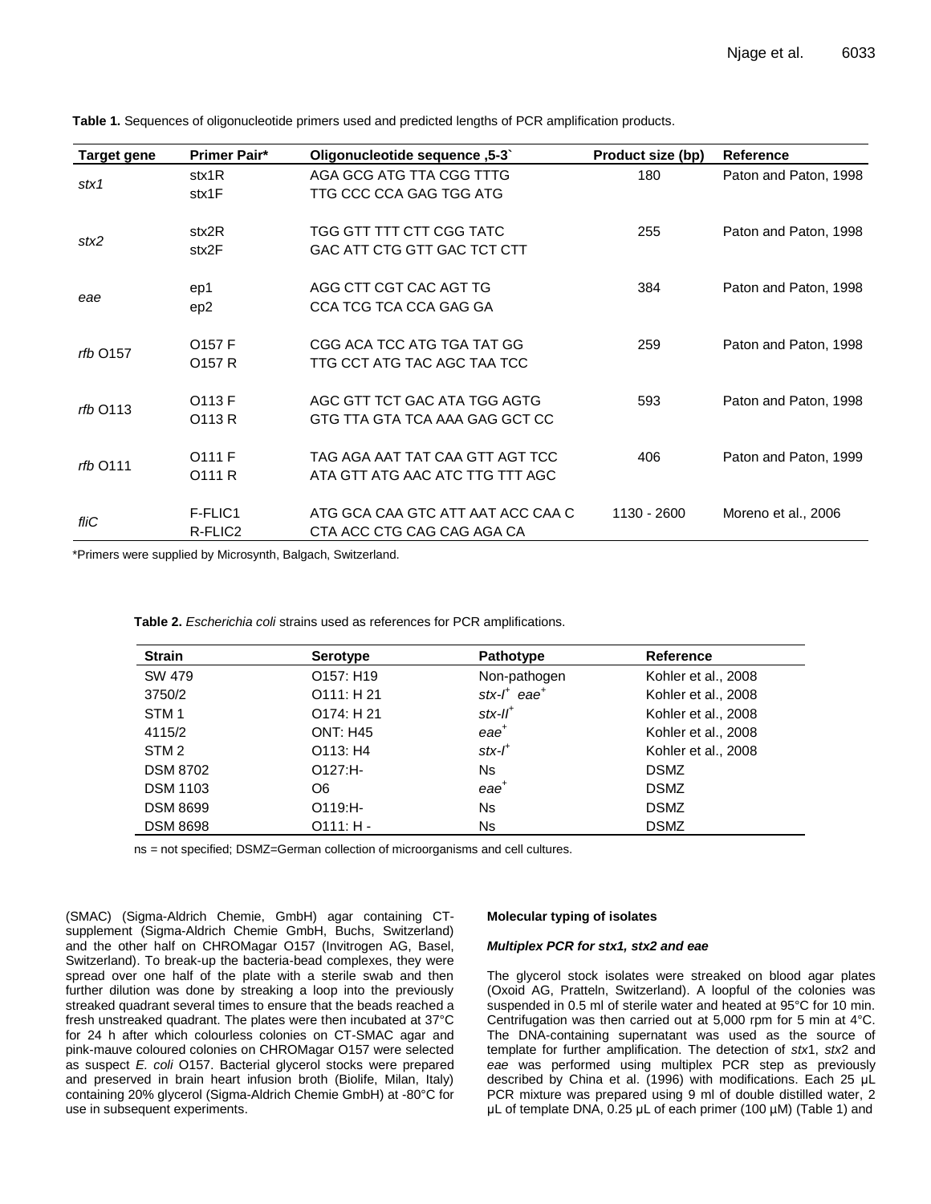**Table 1.** Sequences of oligonucleotide primers used and predicted lengths of PCR amplification products.

| Target gene | Primer Pair* | Oligonucleotide sequence ,5-3` | Product size (bp) | Reference |
|---|---|---|---|---|
| *stx1* | stx1R<br>stx1F | AGA GCG ATG TTA CGG TTTG<br>TTG CCC CCA GAG TGG ATG | 180 | Paton and Paton, 1998 |
| *stx2* | stx2R<br>stx2F | TGG GTT TTT CTT CGG TATC<br>GAC ATT CTG GTT GAC TCT CTT | 255 | Paton and Paton, 1998 |
| *eae* | ep1<br>ep2 | AGG CTT CGT CAC AGT TG<br>CCA TCG TCA CCA GAG GA | 384 | Paton and Paton, 1998 |
| *rfb* O157 | O157 F<br>O157 R | CGG ACA TCC ATG TGA TAT GG<br>TTG CCT ATG TAC AGC TAA TCC | 259 | Paton and Paton, 1998 |
| *rfb* O113 | O113 F<br>O113 R | AGC GTT TCT GAC ATA TGG AGTG<br>GTG TTA GTA TCA AAA GAG GCT CC | 593 | Paton and Paton, 1998 |
| *rfb* O111 | O111 F<br>O111 R | TAG AGA AAT TAT CAA GTT AGT TCC<br>ATA GTT ATG AAC ATC TTG TTT AGC | 406 | Paton and Paton, 1999 |
| *fliC* | F-FLIC1<br>R-FLIC2 | ATG GCA CAA GTC ATT AAT ACC CAA C<br>CTA ACC CTG CAG CAG AGA CA | 1130 - 2600 | Moreno et al., 2006 |

*Primers were supplied by Microsynth, Balgach, Switzerland.

**Table 2.** *Escherichia coli* strains used as references for PCR amplifications.

| Strain | Serotype | Pathotype | Reference |
|---|---|---|---|
| SW 479 | O157: H19 | Non-pathogen | Kohler et al., 2008 |
| 3750/2 | O111: H 21 | *stx-I*$^{+}$ *eae*$^{+}$ | Kohler et al., 2008 |
| STM 1 | O174: H 21 | *stx-II*$^{+}$ | Kohler et al., 2008 |
| 4115/2 | ONT: H45 | *eae*$^{+}$ | Kohler et al., 2008 |
| STM 2 | O113: H4 | *stx-I*$^{+}$ | Kohler et al., 2008 |
| DSM 8702 | O127:H- | Ns | DSMZ |
| DSM 1103 | O6 | *eae*$^{+}$ | DSMZ |
| DSM 8699 | O119:H- | Ns | DSMZ |
| DSM 8698 | O111: H - | Ns | DSMZ |

ns = not specified; DSMZ=German collection of microorganisms and cell cultures.

(SMAC) (Sigma-Aldrich Chemie, GmbH) agar containing CT-supplement (Sigma-Aldrich Chemie GmbH, Buchs, Switzerland) and the other half on CHROMagar O157 (Invitrogen AG, Basel, Switzerland). To break-up the bacteria-bead complexes, they were spread over one half of the plate with a sterile swab and then further dilution was done by streaking a loop into the previously streaked quadrant several times to ensure that the beads reached a fresh unstreaked quadrant. The plates were then incubated at 37°C for 24 h after which colourless colonies on CT-SMAC agar and pink-mauve coloured colonies on CHROMagar O157 were selected as suspect *E. coli* O157. Bacterial glycerol stocks were prepared and preserved in brain heart infusion broth (Biolife, Milan, Italy) containing 20% glycerol (Sigma-Aldrich Chemie GmbH) at -80°C for use in subsequent experiments.

**Molecular typing of isolates**

***Multiplex PCR for stx1, stx2 and eae***

The glycerol stock isolates were streaked on blood agar plates (Oxoid AG, Pratteln, Switzerland). A loopful of the colonies was suspended in 0.5 ml of sterile water and heated at 95°C for 10 min. Centrifugation was then carried out at 5,000 rpm for 5 min at 4°C. The DNA-containing supernatant was used as the source of template for further amplification. The detection of *stx*1, *stx*2 and *eae* was performed using multiplex PCR step as previously described by China et al. (1996) with modifications. Each 25 µL PCR mixture was prepared using 9 ml of double distilled water, 2 µL of template DNA, 0.25 µL of each primer (100 µM) (Table 1) and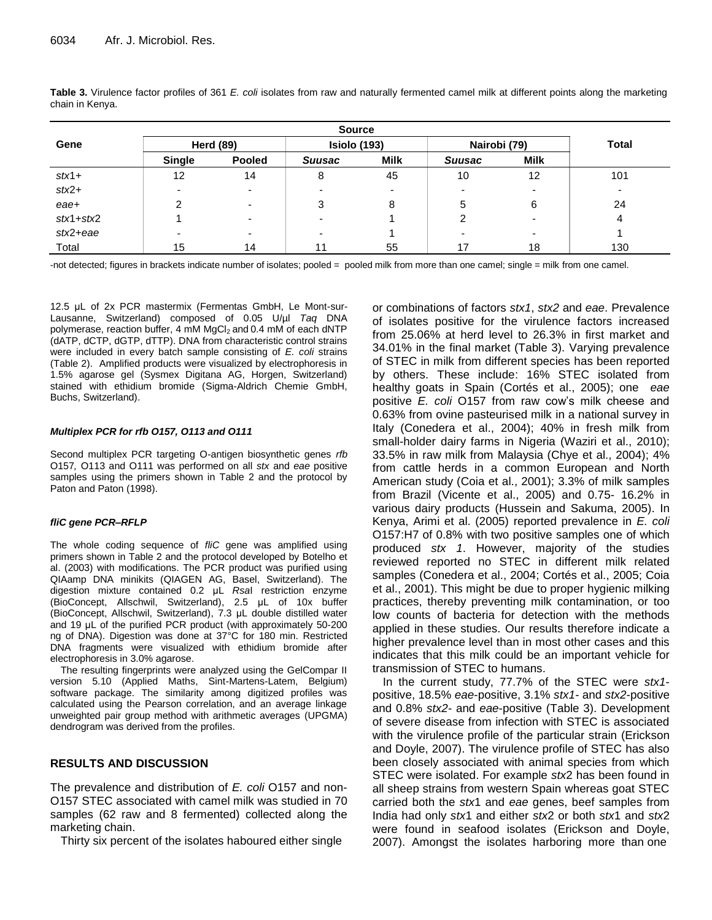**Table 3.** Virulence factor profiles of 361 *E. coli* isolates from raw and naturally fermented camel milk at different points along the marketing chain in Kenya.

| Gene | Source | | | | | | Total |
|---|---|---|---|---|---|---|---|
| | Herd (89) | | Isiolo (193) | | Nairobi (79) | | |
| | Single | Pooled | *Suusac* | Milk | *Suusac* | Milk | |
| *stx*1+ | 12 | 14 | 8 | 45 | 10 | 12 | 101 |
| *stx*2+ | - | - | - | - | - | - | - |
| *eae*+ | 2 | - | 3 | 8 | 5 | 6 | 24 |
| *stx*1+*stx*2 | 1 | - | - | 1 | 2 | - | 4 |
| *stx*2+*eae* | - | - | - | 1 | - | - | 1 |
| Total | 15 | 14 | 11 | 55 | 17 | 18 | 130 |

-not detected; figures in brackets indicate number of isolates; pooled = pooled milk from more than one camel; single = milk from one camel.

12.5 µL of 2x PCR mastermix (Fermentas GmbH, Le Mont-sur-Lausanne, Switzerland) composed of 0.05 U/µl *Taq* DNA polymerase, reaction buffer, 4 mM $MgCl_2$ and 0.4 mM of each dNTP (dATP, dCTP, dGTP, dTTP). DNA from characteristic control strains were included in every batch sample consisting of *E. coli* strains (Table 2). Amplified products were visualized by electrophoresis in 1.5% agarose gel (Sysmex Digitana AG, Horgen, Switzerland) stained with ethidium bromide (Sigma-Aldrich Chemie GmbH, Buchs, Switzerland).

#### *Multiplex PCR for rfb O157, O113 and O111*

Second multiplex PCR targeting O-antigen biosynthetic genes *rfb* O157, O113 and O111 was performed on all *stx* and *eae* positive samples using the primers shown in Table 2 and the protocol by Paton and Paton (1998).

#### *fliC gene PCR–RFLP*

The whole coding sequence of *fliC* gene was amplified using primers shown in Table 2 and the protocol developed by Botelho et al. (2003) with modifications. The PCR product was purified using QIAamp DNA minikits (QIAGEN AG, Basel, Switzerland). The digestion mixture contained 0.2 µL *Rsa*I restriction enzyme (BioConcept, Allschwil, Switzerland), 2.5 µL of 10x buffer (BioConcept, Allschwil, Switzerland), 7.3 µL double distilled water and 19 µL of the purified PCR product (with approximately 50-200 ng of DNA). Digestion was done at 37°C for 180 min. Restricted DNA fragments were visualized with ethidium bromide after electrophoresis in 3.0% agarose.

The resulting fingerprints were analyzed using the GelCompar II version 5.10 (Applied Maths, Sint-Martens-Latem, Belgium) software package. The similarity among digitized profiles was calculated using the Pearson correlation, and an average linkage unweighted pair group method with arithmetic averages (UPGMA) dendrogram was derived from the profiles.

## RESULTS AND DISCUSSION

The prevalence and distribution of *E. coli* O157 and non-O157 STEC associated with camel milk was studied in 70 samples (62 raw and 8 fermented) collected along the marketing chain.

Thirty six percent of the isolates haboured either single or combinations of factors *stx1*, *stx2* and *eae*. Prevalence of isolates positive for the virulence factors increased from 25.06% at herd level to 26.3% in first market and 34.01% in the final market (Table 3). Varying prevalence of STEC in milk from different species has been reported by others. These include: 16% STEC isolated from healthy goats in Spain (Cortés et al., 2005); one *eae* positive *E. coli* O157 from raw cow's milk cheese and 0.63% from ovine pasteurised milk in a national survey in Italy (Conedera et al., 2004); 40% in fresh milk from small-holder dairy farms in Nigeria (Waziri et al., 2010); 33.5% in raw milk from Malaysia (Chye et al., 2004); 4% from cattle herds in a common European and North American study (Coia et al., 2001); 3.3% of milk samples from Brazil (Vicente et al., 2005) and 0.75- 16.2% in various dairy products (Hussein and Sakuma, 2005). In Kenya, Arimi et al. (2005) reported prevalence in *E. coli* O157:H7 of 0.8% with two positive samples one of which produced *stx 1*. However, majority of the studies reviewed reported no STEC in different milk related samples (Conedera et al., 2004; Cortés et al., 2005; Coia et al., 2001). This might be due to proper hygienic milking practices, thereby preventing milk contamination, or too low counts of bacteria for detection with the methods applied in these studies. Our results therefore indicate a higher prevalence level than in most other cases and this indicates that this milk could be an important vehicle for transmission of STEC to humans.

In the current study, 77.7% of the STEC were *stx1*-positive, 18.5% *eae*-positive, 3.1% *stx1*- and *stx2*-positive and 0.8% *stx2*- and *eae*-positive (Table 3). Development of severe disease from infection with STEC is associated with the virulence profile of the particular strain (Erickson and Doyle, 2007). The virulence profile of STEC has also been closely associated with animal species from which STEC were isolated. For example *stx*2 has been found in all sheep strains from western Spain whereas goat STEC carried both the *stx*1 and *eae* genes, beef samples from India had only *stx*1 and either *stx*2 or both *stx*1 and *stx*2 were found in seafood isolates (Erickson and Doyle, 2007). Amongst the isolates harboring more than one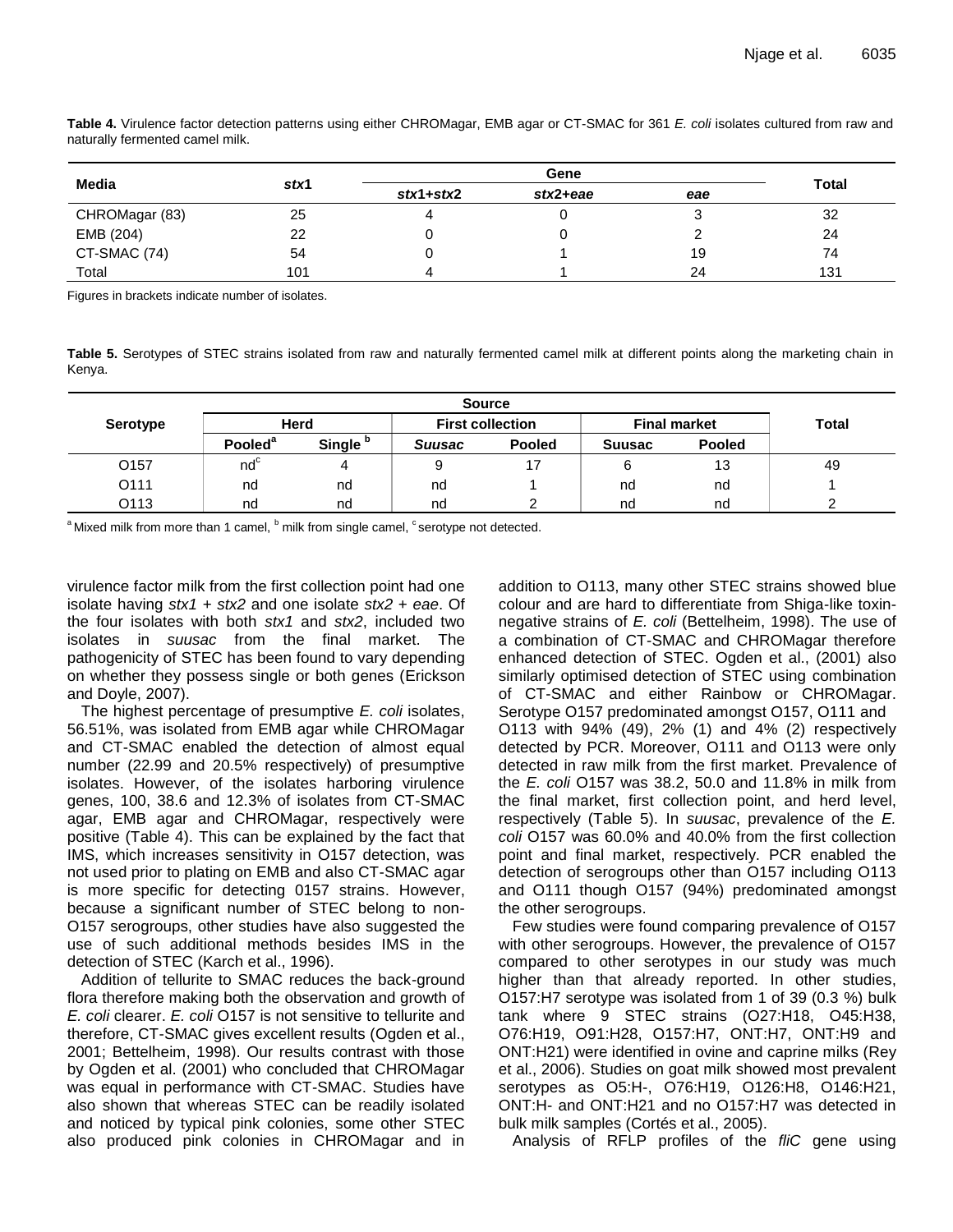**Table 4.** Virulence factor detection patterns using either CHROMagar, EMB agar or CT-SMAC for 361 *E. coli* isolates cultured from raw and naturally fermented camel milk.

| Media | *stx*1 | Gene | | | Total |
|---|---|---|---|---|---|
| | | *stx*1+*stx*2 | *stx*2+*eae* | *eae* | |
| CHROMagar (83) | 25 | 4 | 0 | 3 | 32 |
| EMB (204) | 22 | 0 | 0 | 2 | 24 |
| CT-SMAC (74) | 54 | 0 | 1 | 19 | 74 |
| Total | 101 | 4 | 1 | 24 | 131 |

Figures in brackets indicate number of isolates.

**Table 5.** Serotypes of STEC strains isolated from raw and naturally fermented camel milk at different points along the marketing chain in Kenya.

| Serotype | Source | | | | | | Total |
|---|---|---|---|---|---|---|---|
| | Herd | | First collection | | Final market | | |
| | Pooled[a] | Single [b] | *Suusac* | Pooled | *Suusac* | Pooled | |
| O157 | nd[c] | 4 | 9 | 17 | 6 | 13 | 49 |
| O111 | nd | nd | nd | 1 | nd | nd | 1 |
| O113 | nd | nd | nd | 2 | nd | nd | 2 |

[a] Mixed milk from more than 1 camel, [b] milk from single camel, [c] serotype not detected.

virulence factor milk from the first collection point had one isolate having *stx1* + *stx2* and one isolate *stx2* + *eae*. Of the four isolates with both *stx1* and *stx2*, included two isolates in *suusac* from the final market. The pathogenicity of STEC has been found to vary depending on whether they possess single or both genes (Erickson and Doyle, 2007).

The highest percentage of presumptive *E. coli* isolates, 56.51%, was isolated from EMB agar while CHROMagar and CT-SMAC enabled the detection of almost equal number (22.99 and 20.5% respectively) of presumptive isolates. However, of the isolates harboring virulence genes, 100, 38.6 and 12.3% of isolates from CT-SMAC agar, EMB agar and CHROMagar, respectively were positive (Table 4). This can be explained by the fact that IMS, which increases sensitivity in O157 detection, was not used prior to plating on EMB and also CT-SMAC agar is more specific for detecting 0157 strains. However, because a significant number of STEC belong to non-O157 serogroups, other studies have also suggested the use of such additional methods besides IMS in the detection of STEC (Karch et al., 1996).

Addition of tellurite to SMAC reduces the back-ground flora therefore making both the observation and growth of *E. coli* clearer. *E. coli* O157 is not sensitive to tellurite and therefore, CT-SMAC gives excellent results (Ogden et al., 2001; Bettelheim, 1998). Our results contrast with those by Ogden et al. (2001) who concluded that CHROMagar was equal in performance with CT-SMAC. Studies have also shown that whereas STEC can be readily isolated and noticed by typical pink colonies, some other STEC also produced pink colonies in CHROMagar and in addition to O113, many other STEC strains showed blue colour and are hard to differentiate from Shiga-like toxin-negative strains of *E. coli* (Bettelheim, 1998). The use of a combination of CT-SMAC and CHROMagar therefore enhanced detection of STEC. Ogden et al., (2001) also similarly optimised detection of STEC using combination of CT-SMAC and either Rainbow or CHROMagar. Serotype O157 predominated amongst O157, O111 and O113 with 94% (49), 2% (1) and 4% (2) respectively detected by PCR. Moreover, O111 and O113 were only detected in raw milk from the first market. Prevalence of the *E. coli* O157 was 38.2, 50.0 and 11.8% in milk from the final market, first collection point, and herd level, respectively (Table 5). In *suusac*, prevalence of the *E. coli* O157 was 60.0% and 40.0% from the first collection point and final market, respectively. PCR enabled the detection of serogroups other than O157 including O113 and O111 though O157 (94%) predominated amongst the other serogroups.

Few studies were found comparing prevalence of O157 with other serogroups. However, the prevalence of O157 compared to other serotypes in our study was much higher than that already reported. In other studies, O157:H7 serotype was isolated from 1 of 39 (0.3 %) bulk tank where 9 STEC strains (O27:H18, O45:H38, O76:H19, O91:H28, O157:H7, ONT:H7, ONT:H9 and ONT:H21) were identified in ovine and caprine milks (Rey et al., 2006). Studies on goat milk showed most prevalent serotypes as O5:H-, O76:H19, O126:H8, O146:H21, ONT:H- and ONT:H21 and no O157:H7 was detected in bulk milk samples (Cortés et al., 2005).

Analysis of RFLP profiles of the *fliC* gene using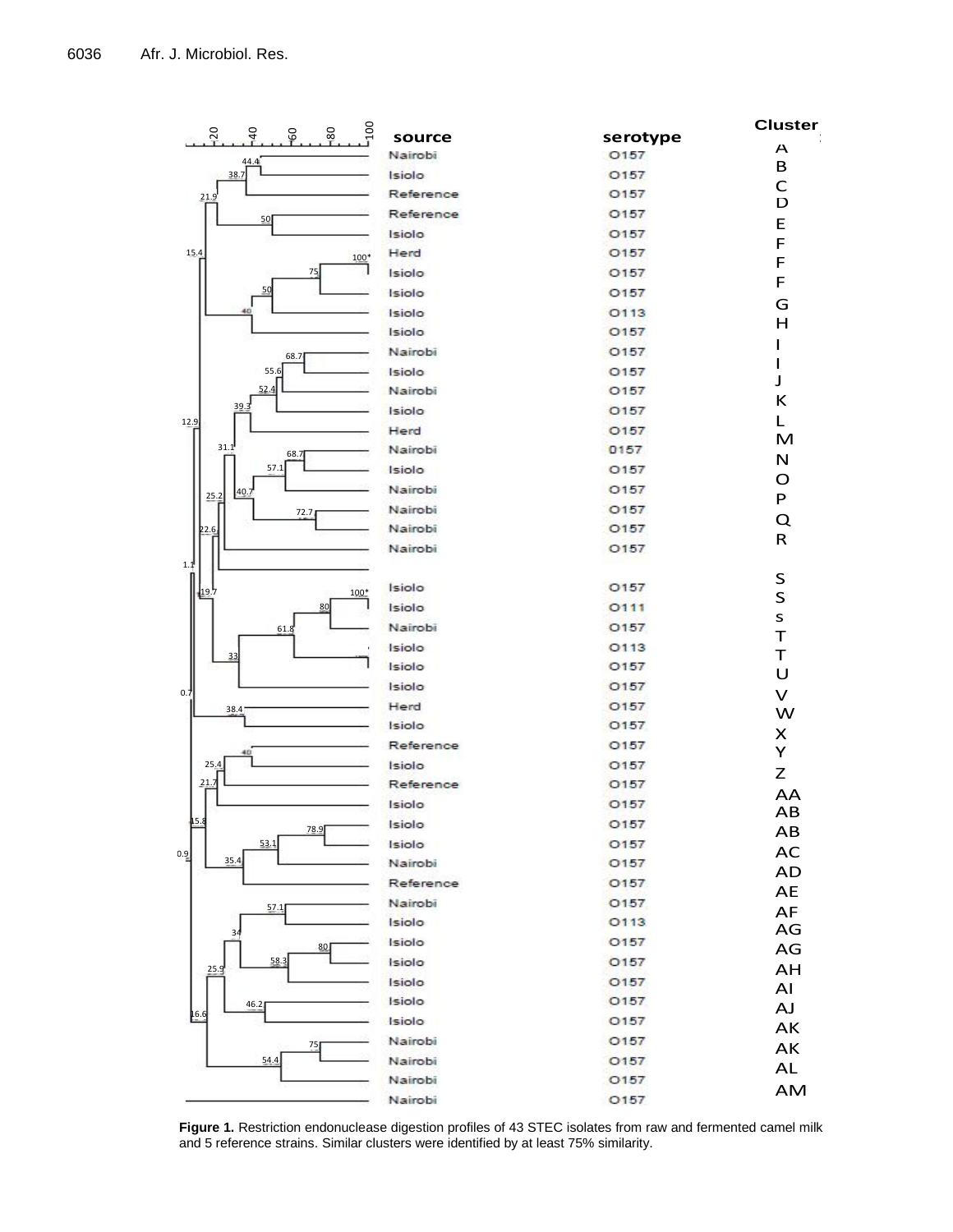| Source | Serotype | Cluster |
|---|---|---|
| Nairobi | O157 | A |
| Isiolo | O157 | B |
| Reference | O157 | C |
| Reference | O157 | D |
| Isiolo | O157 | E |
| Herd | O157 | F |
| Isiolo | O157 | F |
| Isiolo | O157 | F |
| Isiolo | O113 | G |
| Isiolo | O157 | H |
| Nairobi | O157 | I |
| Isiolo | O157 | I |
| Nairobi | O157 | J |
| Isiolo | O157 | K |
| Herd | O157 | L |
| Nairobi | 0157 | M |
| Isiolo | O157 | N |
| Nairobi | O157 | O |
| Nairobi | O157 | P |
| Nairobi | O157 | Q |
| Nairobi | O157 | R |
| Isiolo | O157 | S |
| Isiolo | O111 | S |
| Nairobi | O157 | s |
| Isiolo | O113 | T |
| Isiolo | O157 | T |
| Isiolo | O157 | U |
| Herd | O157 | V |
| Isiolo | O157 | W |
| Reference | O157 | X |
| Isiolo | O157 | Y |
| Reference | O157 | Z |
| Isiolo | O157 | AA |
| Isiolo | O157 | AB |
| Isiolo | O157 | AB |
| Nairobi | O157 | AC |
| Reference | O157 | AD |
| Nairobi | O157 | AE |
| Isiolo | O113 | AF |
| Isiolo | O157 | AG |
| Isiolo | O157 | AG |
| Isiolo | O157 | AH |
| Isiolo | O157 | AI |
| Isiolo | O157 | AJ |
| Nairobi | O157 | AK |
| Nairobi | O157 | AK |
| Nairobi | O157 | AL |
| Nairobi | O157 | AM |

**Figure 1.** Restriction endonuclease digestion profiles of 43 STEC isolates from raw and fermented camel milk and 5 reference strains. Similar clusters were identified by at least 75% similarity.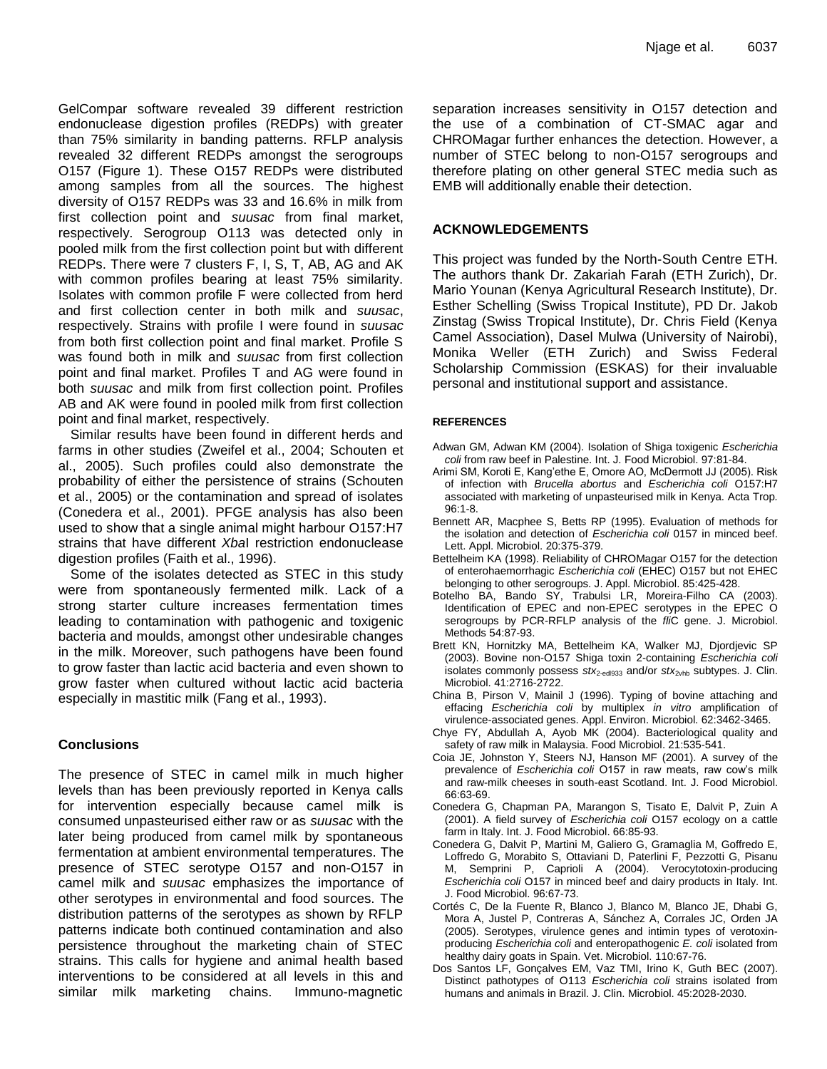GelCompar software revealed 39 different restriction endonuclease digestion profiles (REDPs) with greater than 75% similarity in banding patterns. RFLP analysis revealed 32 different REDPs amongst the serogroups O157 (Figure 1). These O157 REDPs were distributed among samples from all the sources. The highest diversity of O157 REDPs was 33 and 16.6% in milk from first collection point and *suusac* from final market, respectively. Serogroup O113 was detected only in pooled milk from the first collection point but with different REDPs. There were 7 clusters F, I, S, T, AB, AG and AK with common profiles bearing at least 75% similarity. Isolates with common profile F were collected from herd and first collection center in both milk and *suusac*, respectively. Strains with profile I were found in *suusac* from both first collection point and final market. Profile S was found both in milk and *suusac* from first collection point and final market. Profiles T and AG were found in both *suusac* and milk from first collection point. Profiles AB and AK were found in pooled milk from first collection point and final market, respectively.

Similar results have been found in different herds and farms in other studies (Zweifel et al., 2004; Schouten et al., 2005). Such profiles could also demonstrate the probability of either the persistence of strains (Schouten et al., 2005) or the contamination and spread of isolates (Conedera et al., 2001). PFGE analysis has also been used to show that a single animal might harbour O157:H7 strains that have different *Xba*I restriction endonuclease digestion profiles (Faith et al., 1996).

Some of the isolates detected as STEC in this study were from spontaneously fermented milk. Lack of a strong starter culture increases fermentation times leading to contamination with pathogenic and toxigenic bacteria and moulds, amongst other undesirable changes in the milk. Moreover, such pathogens have been found to grow faster than lactic acid bacteria and even shown to grow faster when cultured without lactic acid bacteria especially in mastitic milk (Fang et al., 1993).

## Conclusions

The presence of STEC in camel milk in much higher levels than has been previously reported in Kenya calls for intervention especially because camel milk is consumed unpasteurised either raw or as *suusac* with the later being produced from camel milk by spontaneous fermentation at ambient environmental temperatures. The presence of STEC serotype O157 and non-O157 in camel milk and *suusac* emphasizes the importance of other serotypes in environmental and food sources. The distribution patterns of the serotypes as shown by RFLP patterns indicate both continued contamination and also persistence throughout the marketing chain of STEC strains. This calls for hygiene and animal health based interventions to be considered at all levels in this and similar milk marketing chains. Immuno-magnetic separation increases sensitivity in O157 detection and the use of a combination of CT-SMAC agar and CHROMagar further enhances the detection. However, a number of STEC belong to non-O157 serogroups and therefore plating on other general STEC media such as EMB will additionally enable their detection.

## ACKNOWLEDGEMENTS

This project was funded by the North-South Centre ETH. The authors thank Dr. Zakariah Farah (ETH Zurich), Dr. Mario Younan (Kenya Agricultural Research Institute), Dr. Esther Schelling (Swiss Tropical Institute), PD Dr. Jakob Zinstag (Swiss Tropical Institute), Dr. Chris Field (Kenya Camel Association), Dasel Mulwa (University of Nairobi), Monika Weller (ETH Zurich) and Swiss Federal Scholarship Commission (ESKAS) for their invaluable personal and institutional support and assistance.

## REFERENCES

Adwan GM, Adwan KM (2004). Isolation of Shiga toxigenic *Escherichia coli* from raw beef in Palestine. Int. J. Food Microbiol. 97:81-84.

Arimi SM, Koroti E, Kang'ethe E, Omore AO, McDermott JJ (2005). Risk of infection with *Brucella abortus* and *Escherichia coli* O157:H7 associated with marketing of unpasteurised milk in Kenya. Acta Trop. 96:1-8.

Bennett AR, Macphee S, Betts RP (1995). Evaluation of methods for the isolation and detection of *Escherichia coli* 0157 in minced beef. Lett. Appl. Microbiol. 20:375-379.

Bettelheim KA (1998). Reliability of CHROMagar O157 for the detection of enterohaemorrhagic *Escherichia coli* (EHEC) O157 but not EHEC belonging to other serogroups. J. Appl. Microbiol. 85:425-428.

Botelho BA, Bando SY, Trabulsi LR, Moreira-Filho CA (2003). Identification of EPEC and non-EPEC serotypes in the EPEC O serogroups by PCR-RFLP analysis of the *fliC* gene. J. Microbiol. Methods 54:87-93.

Brett KN, Hornitzky MA, Bettelheim KA, Walker MJ, Djordjevic SP (2003). Bovine non-O157 Shiga toxin 2-containing *Escherichia coli* isolates commonly possess $stx_{2\text{-}edl933}$ and/or $stx_{2vhb}$ subtypes. J. Clin. Microbiol. 41:2716-2722.

China B, Pirson V, Mainil J (1996). Typing of bovine attaching and effacing *Escherichia coli* by multiplex *in vitro* amplification of virulence-associated genes. Appl. Environ. Microbiol. 62:3462-3465.

Chye FY, Abdullah A, Ayob MK (2004). Bacteriological quality and safety of raw milk in Malaysia. Food Microbiol. 21:535-541.

Coia JE, Johnston Y, Steers NJ, Hanson MF (2001). A survey of the prevalence of *Escherichia coli* O157 in raw meats, raw cow's milk and raw-milk cheeses in south-east Scotland. Int. J. Food Microbiol. 66:63-69.

Conedera G, Chapman PA, Marangon S, Tisato E, Dalvit P, Zuin A (2001). A field survey of *Escherichia coli* O157 ecology on a cattle farm in Italy. Int. J. Food Microbiol. 66:85-93.

Conedera G, Dalvit P, Martini M, Galiero G, Gramaglia M, Goffredo E, Loffredo G, Morabito S, Ottaviani D, Paterlini F, Pezzotti G, Pisanu M, Semprini P, Caprioli A (2004). Verocytotoxin-producing *Escherichia coli* O157 in minced beef and dairy products in Italy. Int. J. Food Microbiol. 96:67-73.

Cortés C, De la Fuente R, Blanco J, Blanco M, Blanco JE, Dhabi G, Mora A, Justel P, Contreras A, Sánchez A, Corrales JC, Orden JA (2005). Serotypes, virulence genes and intimin types of verotoxin-producing *Escherichia coli* and enteropathogenic *E. coli* isolated from healthy dairy goats in Spain. Vet. Microbiol. 110:67-76.

Dos Santos LF, Gonçalves EM, Vaz TMI, Irino K, Guth BEC (2007). Distinct pathotypes of O113 *Escherichia coli* strains isolated from humans and animals in Brazil. J. Clin. Microbiol. 45:2028-2030.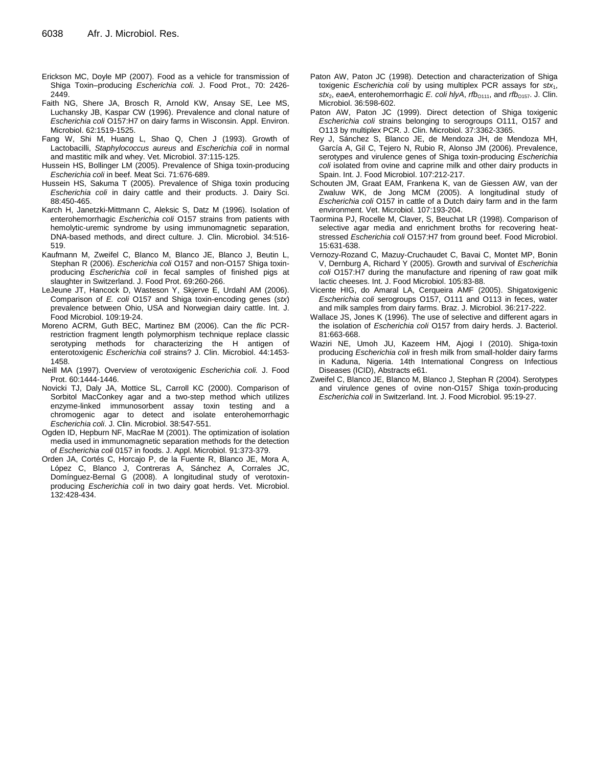Erickson MC, Doyle MP (2007). Food as a vehicle for transmission of Shiga Toxin–producing *Escherichia coli.* J. Food Prot., 70: 2426-2449.

Faith NG, Shere JA, Brosch R, Arnold KW, Ansay SE, Lee MS, Luchansky JB, Kaspar CW (1996). Prevalence and clonal nature of *Escherichia coli* O157:H7 on dairy farms in Wisconsin. Appl. Environ. Microbiol. 62:1519-1525.

Fang W, Shi M, Huang L, Shao Q, Chen J (1993). Growth of Lactobacilli, *Staphylococcus aureus* and *Escherichia coli* in normal and mastitic milk and whey. Vet. Microbiol. 37:115-125.

Hussein HS, Bollinger LM (2005). Prevalence of Shiga toxin-producing *Escherichia coli* in beef. Meat Sci. 71:676-689.

Hussein HS, Sakuma T (2005). Prevalence of Shiga toxin producing *Escherichia coli* in dairy cattle and their products. J. Dairy Sci. 88:450-465.

Karch H, Janetzki-Mittmann C, Aleksic S, Datz M (1996). Isolation of enterohemorrhagic *Escherichia coli* O157 strains from patients with hemolytic-uremic syndrome by using immunomagnetic separation, DNA-based methods, and direct culture. J. Clin. Microbiol. 34:516-519.

Kaufmann M, Zweifel C, Blanco M, Blanco JE, Blanco J, Beutin L, Stephan R (2006). *Escherichia coli* O157 and non-O157 Shiga toxin-producing *Escherichia coli* in fecal samples of finished pigs at slaughter in Switzerland. J. Food Prot. 69:260-266.

LeJeune JT, Hancock D, Wasteson Y, Skjerve E, Urdahl AM (2006). Comparison of *E. coli* O157 and Shiga toxin-encoding genes (*stx*) prevalence between Ohio, USA and Norwegian dairy cattle. Int. J. Food Microbiol. 109:19-24.

Moreno ACRM, Guth BEC, Martinez BM (2006). Can the *flic* PCR-restriction fragment length polymorphism technique replace classic serotyping methods for characterizing the H antigen of enterotoxigenic *Escherichia coli* strains? J. Clin. Microbiol. 44:1453-1458.

Neill MA (1997). Overview of verotoxigenic *Escherichia coli.* J. Food Prot. 60:1444-1446.

Novicki TJ, Daly JA, Mottice SL, Carroll KC (2000). Comparison of Sorbitol MacConkey agar and a two-step method which utilizes enzyme-linked immunosorbent assay toxin testing and a chromogenic agar to detect and isolate enterohemorrhagic *Escherichia coli*. J. Clin. Microbiol. 38:547-551.

Ogden ID, Hepburn NF, MacRae M (2001). The optimization of isolation media used in immunomagnetic separation methods for the detection of *Escherichia coli* 0157 in foods. J. Appl. Microbiol. 91:373-379.

Orden JA, Cortés C, Horcajo P, de la Fuente R, Blanco JE, Mora A, López C, Blanco J, Contreras A, Sánchez A, Corrales JC, Domínguez-Bernal G (2008). A longitudinal study of verotoxin-producing *Escherichia coli* in two dairy goat herds. Vet. Microbiol. 132:428-434.

Paton AW, Paton JC (1998). Detection and characterization of Shiga toxigenic *Escherichia coli* by using multiplex PCR assays for $stx_1$, $stx_2$, *eaeA*, enterohemorrhagic *E. coli hlyA*, $rfb_{O111}$, and $rfb_{O157}$. J. Clin. Microbiol. 36:598-602.

Paton AW, Paton JC (1999). Direct detection of Shiga toxigenic *Escherichia coli* strains belonging to serogroups O111, O157 and O113 by multiplex PCR. J. Clin. Microbiol. 37:3362-3365.

Rey J, Sánchez S, Blanco JE, de Mendoza JH, de Mendoza MH, García A, Gil C, Tejero N, Rubio R, Alonso JM (2006). Prevalence, serotypes and virulence genes of Shiga toxin-producing *Escherichia coli* isolated from ovine and caprine milk and other dairy products in Spain. Int. J. Food Microbiol. 107:212-217.

Schouten JM, Graat EAM, Frankena K, van de Giessen AW, van der Zwaluw WK, de Jong MCM (2005). A longitudinal study of *Escherichia coli* O157 in cattle of a Dutch dairy farm and in the farm environment. Vet. Microbiol. 107:193-204.

Taormina PJ, Rocelle M, Claver, S, Beuchat LR (1998). Comparison of selective agar media and enrichment broths for recovering heat-stressed *Escherichia coli* O157:H7 from ground beef. Food Microbiol. 15:631-638.

Vernozy-Rozand C, Mazuy-Cruchaudet C, Bavai C, Montet MP, Bonin V, Dernburg A, Richard Y (2005). Growth and survival of *Escherichia coli* O157:H7 during the manufacture and ripening of raw goat milk lactic cheeses. Int. J. Food Microbiol. 105:83-88.

Vicente HIG, do Amaral LA, Cerqueira AMF (2005). Shigatoxigenic *Escherichia coli* serogroups O157, O111 and O113 in feces, water and milk samples from dairy farms. Braz. J. Microbiol. 36:217-222.

Wallace JS, Jones K (1996). The use of selective and different agars in the isolation of *Escherichia coli* O157 from dairy herds. J. Bacteriol. 81:663-668.

Waziri NE, Umoh JU, Kazeem HM, Ajogi I (2010). Shiga-toxin producing *Escherichia coli* in fresh milk from small-holder dairy farms in Kaduna, Nigeria. 14th International Congress on Infectious Diseases (ICID), Abstracts e61.

Zweifel C, Blanco JE, Blanco M, Blanco J, Stephan R (2004). Serotypes and virulence genes of ovine non-O157 Shiga toxin-producing *Escherichia coli* in Switzerland. Int. J. Food Microbiol. 95:19-27.